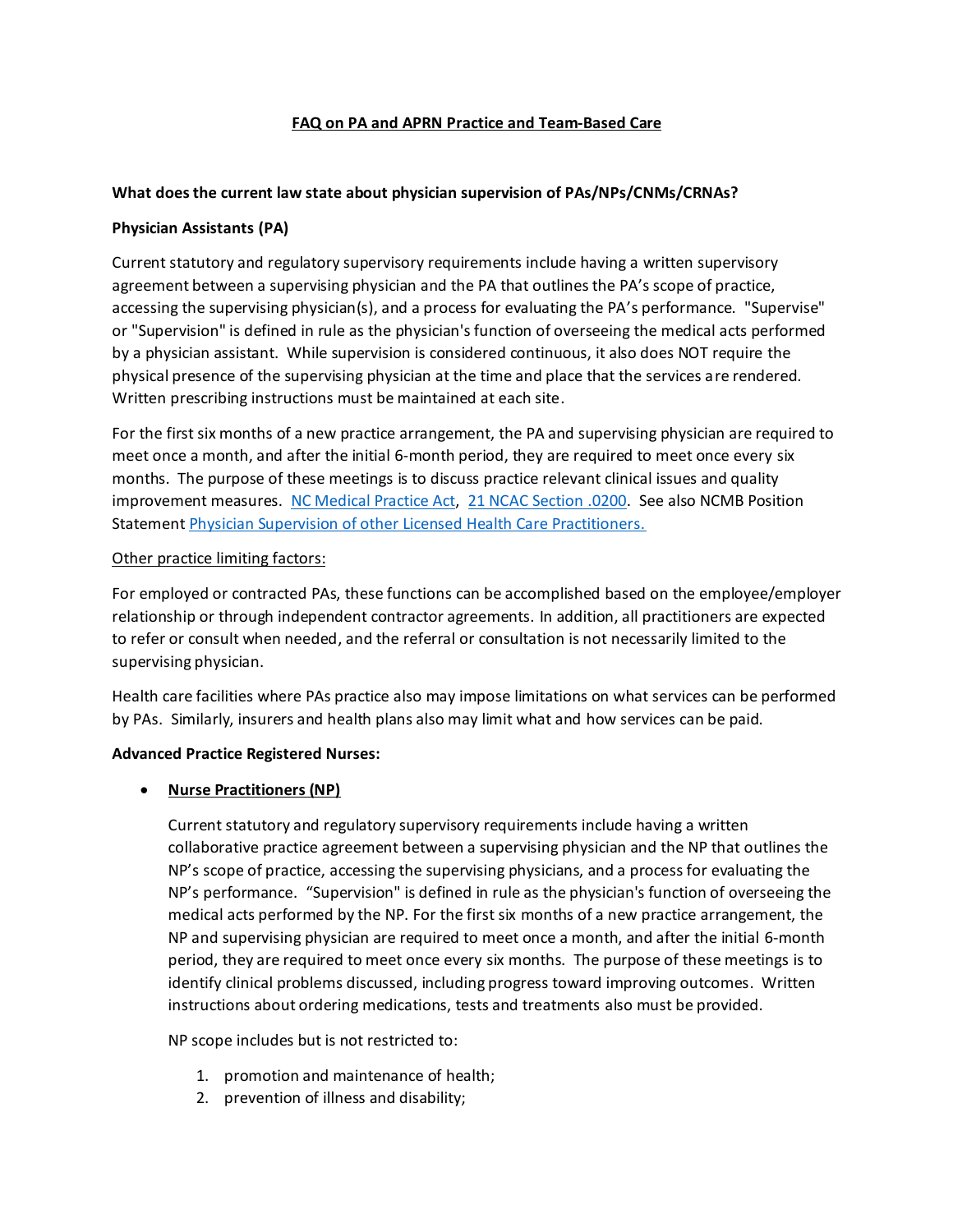# FAQ on PA and APRN Practice and Team-Based Care

**What does the current law state about physician supervision of PAs/NPs/CNMs/CRNAs?**

**Physician Assistants (PA)**

Current statutory and regulatory supervisory requirements include having a written supervisory agreement between a supervising physician and the PA that outlines the PA's scope of practice, accessing the supervising physician(s), and a process for evaluating the PA's performance. "Supervise" or "Supervision" is defined in rule as the physician's function of overseeing the medical acts performed by a physician assistant. While supervision is considered continuous, it also does NOT require the physical presence of the supervising physician at the time and place that the services are rendered. Written prescribing instructions must be maintained at each site.

For the first six months of a new practice arrangement, the PA and supervising physician are required to meet once a month, and after the initial 6-month period, they are required to meet once every six months. The purpose of these meetings is to discuss practice relevant clinical issues and quality improvement measures. NC Medical Practice Act, 21 NCAC Section .0200. See also NCMB Position Statement Physician Supervision of other Licensed Health Care Practitioners.

<u>Other practice limiting factors:</u>

For employed or contracted PAs, these functions can be accomplished based on the employee/employer relationship or through independent contractor agreements. In addition, all practitioners are expected to refer or consult when needed, and the referral or consultation is not necessarily limited to the supervising physician.

Health care facilities where PAs practice also may impose limitations on what services can be performed by PAs. Similarly, insurers and health plans also may limit what and how services can be paid.

**Advanced Practice Registered Nurses:**

- **<u>Nurse Practitioners (NP)</u>**

  Current statutory and regulatory supervisory requirements include having a written collaborative practice agreement between a supervising physician and the NP that outlines the NP's scope of practice, accessing the supervising physicians, and a process for evaluating the NP's performance. "Supervision" is defined in rule as the physician's function of overseeing the medical acts performed by the NP. For the first six months of a new practice arrangement, the NP and supervising physician are required to meet once a month, and after the initial 6-month period, they are required to meet once every six months. The purpose of these meetings is to identify clinical problems discussed, including progress toward improving outcomes. Written instructions about ordering medications, tests and treatments also must be provided.

  NP scope includes but is not restricted to:

  1. promotion and maintenance of health;
  2. prevention of illness and disability;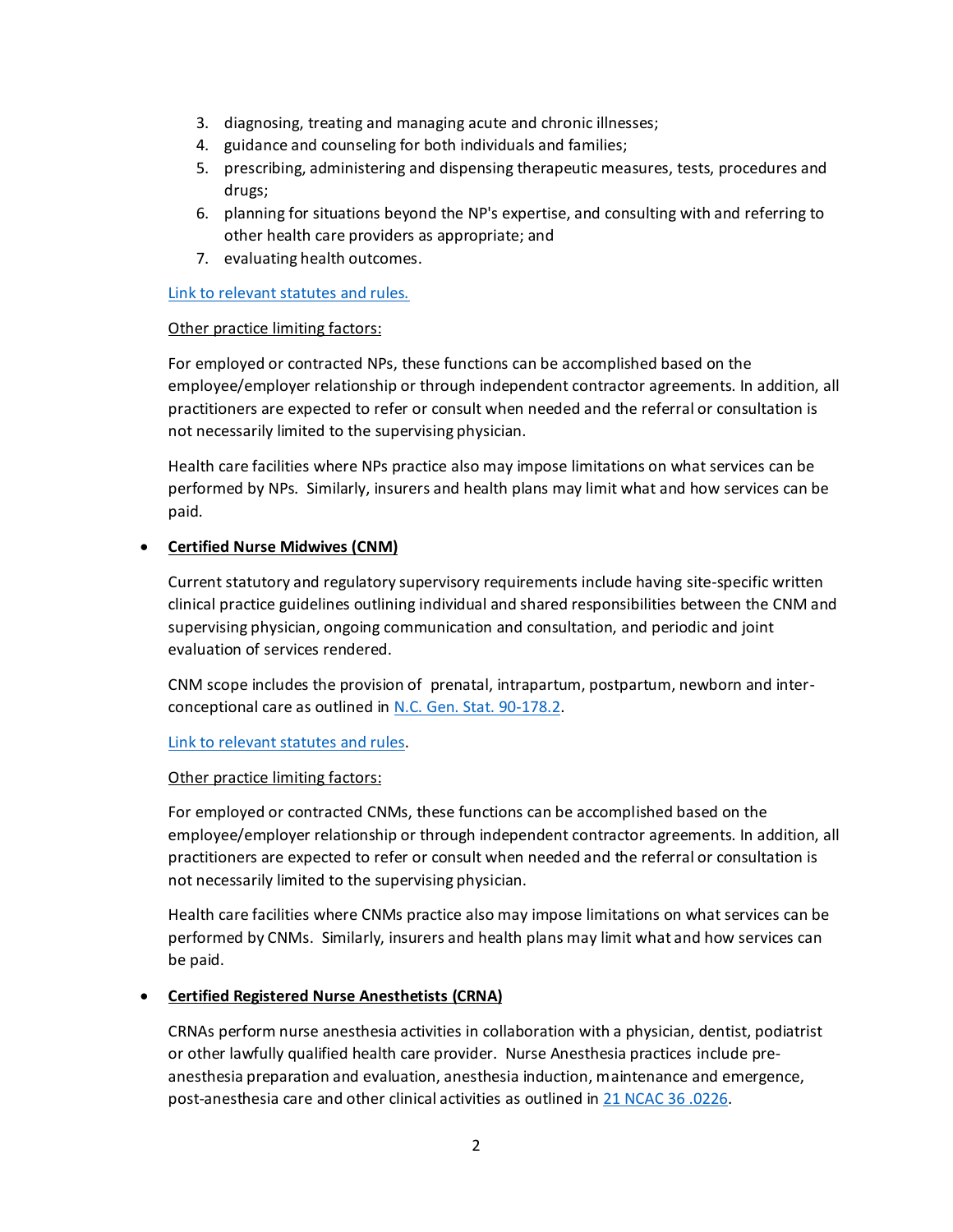3. diagnosing, treating and managing acute and chronic illnesses;
4. guidance and counseling for both individuals and families;
5. prescribing, administering and dispensing therapeutic measures, tests, procedures and drugs;
6. planning for situations beyond the NP's expertise, and consulting with and referring to other health care providers as appropriate; and
7. evaluating health outcomes.

Link to relevant statutes and rules.

Other practice limiting factors:

For employed or contracted NPs, these functions can be accomplished based on the employee/employer relationship or through independent contractor agreements. In addition, all practitioners are expected to refer or consult when needed and the referral or consultation is not necessarily limited to the supervising physician.

Health care facilities where NPs practice also may impose limitations on what services can be performed by NPs. Similarly, insurers and health plans may limit what and how services can be paid.

- **Certified Nurse Midwives (CNM)**

  Current statutory and regulatory supervisory requirements include having site-specific written clinical practice guidelines outlining individual and shared responsibilities between the CNM and supervising physician, ongoing communication and consultation, and periodic and joint evaluation of services rendered.

  CNM scope includes the provision of prenatal, intrapartum, postpartum, newborn and inter-conceptional care as outlined in N.C. Gen. Stat. 90-178.2.

  Link to relevant statutes and rules.

  Other practice limiting factors:

  For employed or contracted CNMs, these functions can be accomplished based on the employee/employer relationship or through independent contractor agreements. In addition, all practitioners are expected to refer or consult when needed and the referral or consultation is not necessarily limited to the supervising physician.

  Health care facilities where CNMs practice also may impose limitations on what services can be performed by CNMs. Similarly, insurers and health plans may limit what and how services can be paid.

- **Certified Registered Nurse Anesthetists (CRNA)**

  CRNAs perform nurse anesthesia activities in collaboration with a physician, dentist, podiatrist or other lawfully qualified health care provider. Nurse Anesthesia practices include pre-anesthesia preparation and evaluation, anesthesia induction, maintenance and emergence, post-anesthesia care and other clinical activities as outlined in 21 NCAC 36 .0226.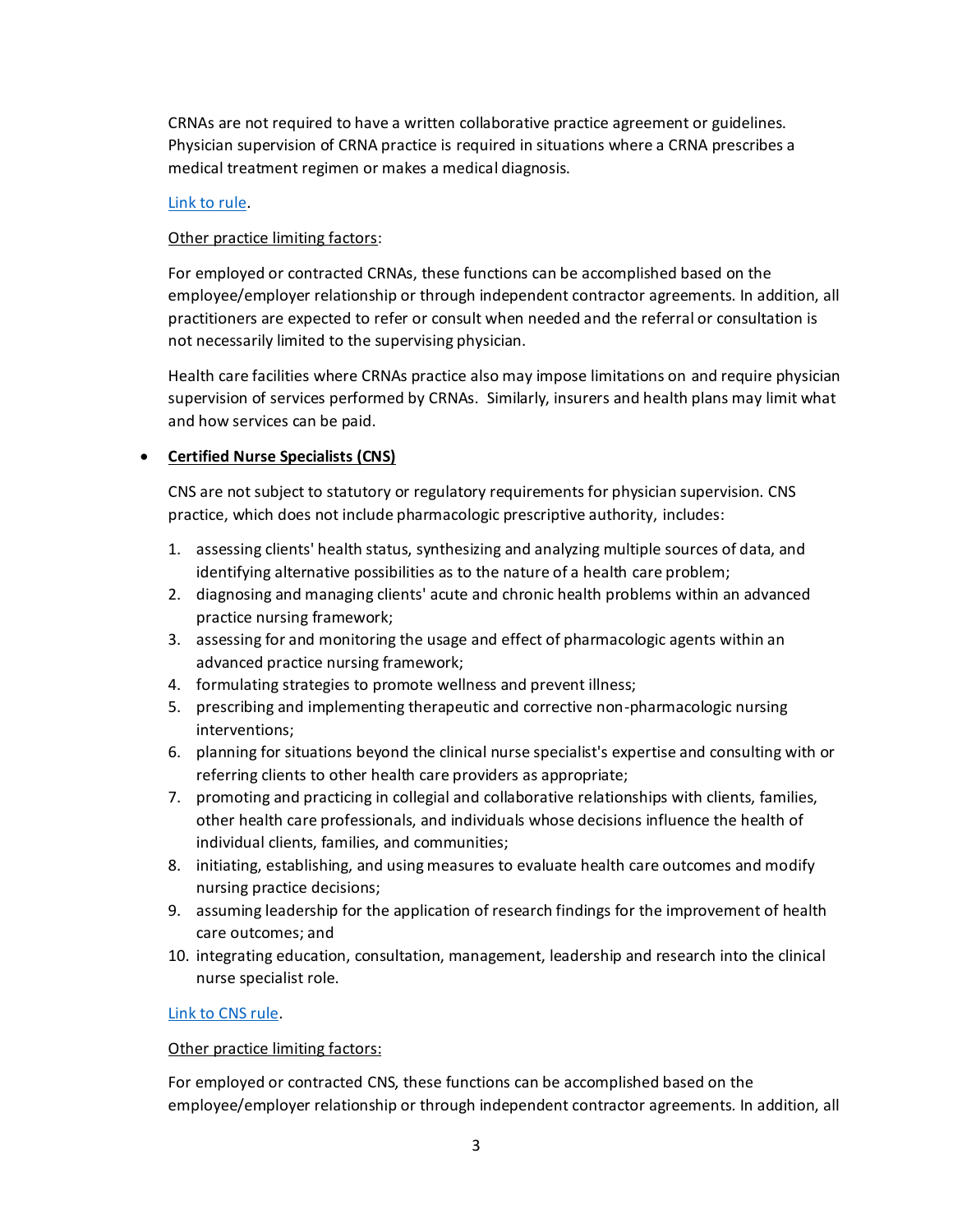CRNAs are not required to have a written collaborative practice agreement or guidelines. Physician supervision of CRNA practice is required in situations where a CRNA prescribes a medical treatment regimen or makes a medical diagnosis.

Link to rule.

Other practice limiting factors:

For employed or contracted CRNAs, these functions can be accomplished based on the employee/employer relationship or through independent contractor agreements. In addition, all practitioners are expected to refer or consult when needed and the referral or consultation is not necessarily limited to the supervising physician.

Health care facilities where CRNAs practice also may impose limitations on and require physician supervision of services performed by CRNAs. Similarly, insurers and health plans may limit what and how services can be paid.

- **Certified Nurse Specialists (CNS)**

  CNS are not subject to statutory or regulatory requirements for physician supervision. CNS practice, which does not include pharmacologic prescriptive authority, includes:

  1. assessing clients' health status, synthesizing and analyzing multiple sources of data, and identifying alternative possibilities as to the nature of a health care problem;
  2. diagnosing and managing clients' acute and chronic health problems within an advanced practice nursing framework;
  3. assessing for and monitoring the usage and effect of pharmacologic agents within an advanced practice nursing framework;
  4. formulating strategies to promote wellness and prevent illness;
  5. prescribing and implementing therapeutic and corrective non-pharmacologic nursing interventions;
  6. planning for situations beyond the clinical nurse specialist's expertise and consulting with or referring clients to other health care providers as appropriate;
  7. promoting and practicing in collegial and collaborative relationships with clients, families, other health care professionals, and individuals whose decisions influence the health of individual clients, families, and communities;
  8. initiating, establishing, and using measures to evaluate health care outcomes and modify nursing practice decisions;
  9. assuming leadership for the application of research findings for the improvement of health care outcomes; and
  10. integrating education, consultation, management, leadership and research into the clinical nurse specialist role.

  Link to CNS rule.

  Other practice limiting factors:

  For employed or contracted CNS, these functions can be accomplished based on the employee/employer relationship or through independent contractor agreements. In addition, all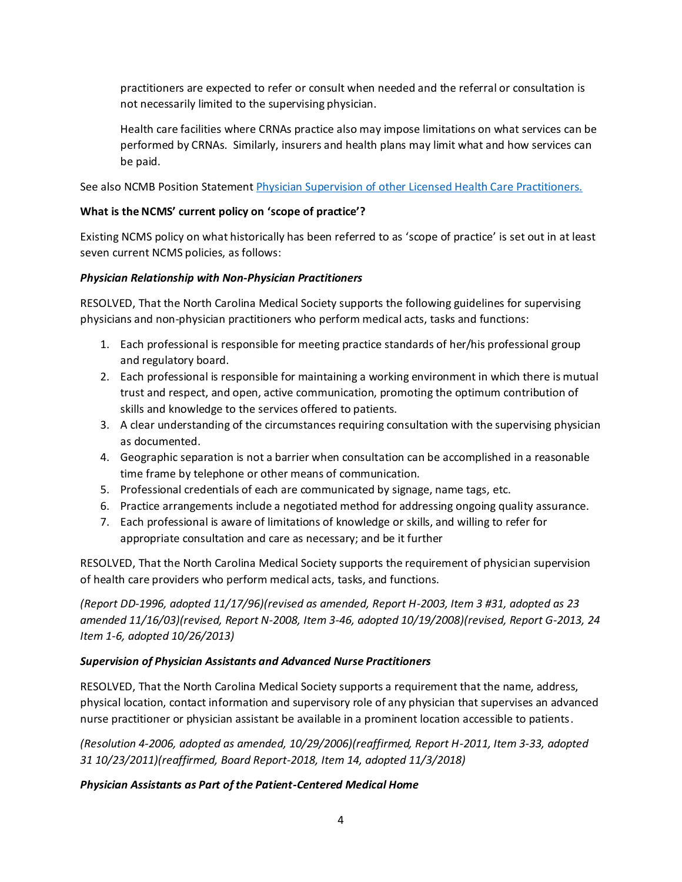practitioners are expected to refer or consult when needed and the referral or consultation is not necessarily limited to the supervising physician.

Health care facilities where CRNAs practice also may impose limitations on what services can be performed by CRNAs. Similarly, insurers and health plans may limit what and how services can be paid.

See also NCMB Position Statement [Physician Supervision of other Licensed Health Care Practitioners.]()

**What is the NCMS' current policy on 'scope of practice'?**

Existing NCMS policy on what historically has been referred to as 'scope of practice' is set out in at least seven current NCMS policies, as follows:

***Physician Relationship with Non-Physician Practitioners***

RESOLVED, That the North Carolina Medical Society supports the following guidelines for supervising physicians and non-physician practitioners who perform medical acts, tasks and functions:

1. Each professional is responsible for meeting practice standards of her/his professional group and regulatory board.
2. Each professional is responsible for maintaining a working environment in which there is mutual trust and respect, and open, active communication, promoting the optimum contribution of skills and knowledge to the services offered to patients.
3. A clear understanding of the circumstances requiring consultation with the supervising physician as documented.
4. Geographic separation is not a barrier when consultation can be accomplished in a reasonable time frame by telephone or other means of communication.
5. Professional credentials of each are communicated by signage, name tags, etc.
6. Practice arrangements include a negotiated method for addressing ongoing quality assurance.
7. Each professional is aware of limitations of knowledge or skills, and willing to refer for appropriate consultation and care as necessary; and be it further

RESOLVED, That the North Carolina Medical Society supports the requirement of physician supervision of health care providers who perform medical acts, tasks, and functions.

*(Report DD-1996, adopted 11/17/96)(revised as amended, Report H-2003, Item 3 #31, adopted as 23 amended 11/16/03)(revised, Report N-2008, Item 3-46, adopted 10/19/2008)(revised, Report G-2013, 24 Item 1-6, adopted 10/26/2013)*

***Supervision of Physician Assistants and Advanced Nurse Practitioners***

RESOLVED, That the North Carolina Medical Society supports a requirement that the name, address, physical location, contact information and supervisory role of any physician that supervises an advanced nurse practitioner or physician assistant be available in a prominent location accessible to patients.

*(Resolution 4-2006, adopted as amended, 10/29/2006)(reaffirmed, Report H-2011, Item 3-33, adopted 31 10/23/2011)(reaffirmed, Board Report-2018, Item 14, adopted 11/3/2018)*

***Physician Assistants as Part of the Patient-Centered Medical Home***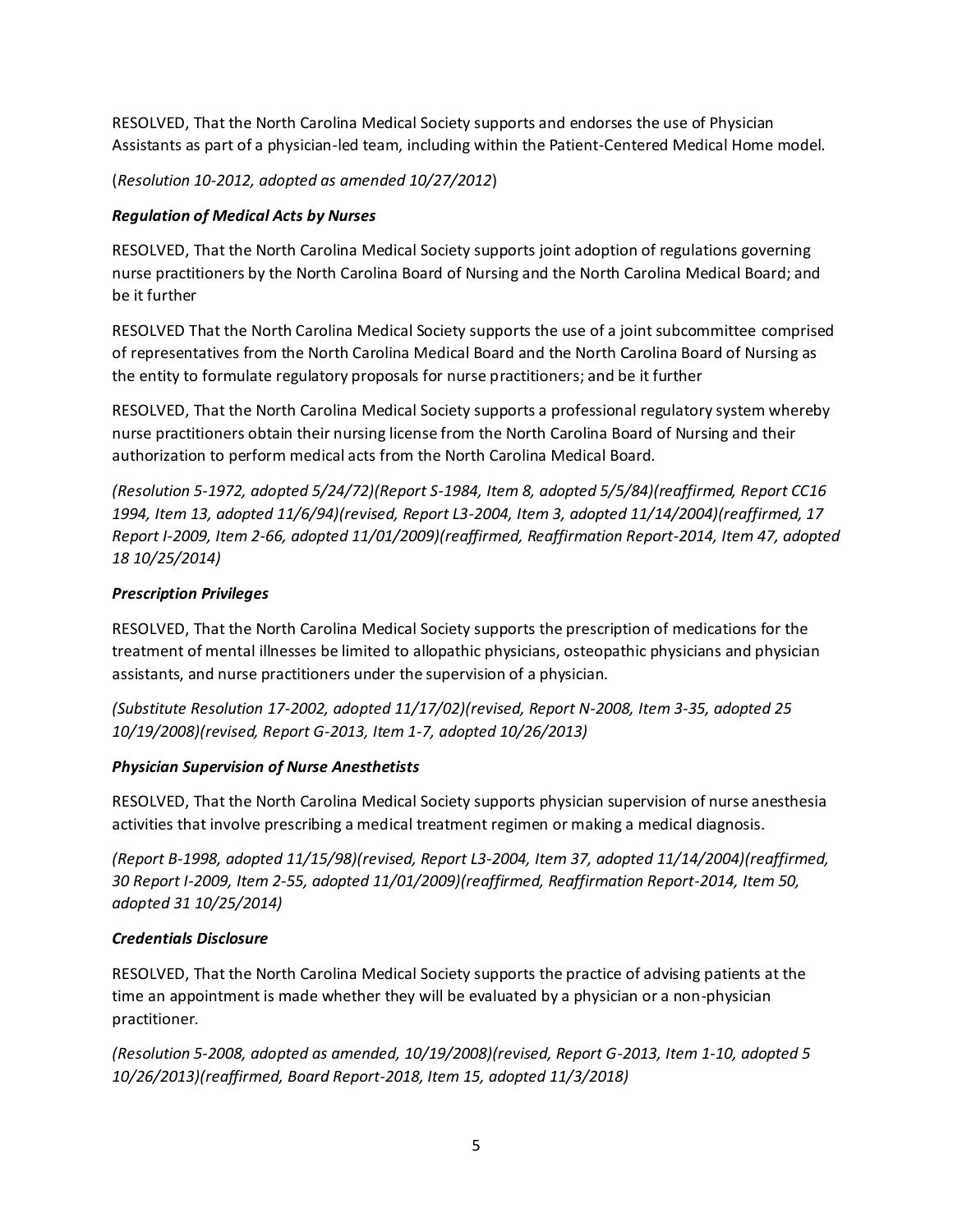RESOLVED, That the North Carolina Medical Society supports and endorses the use of Physician Assistants as part of a physician-led team, including within the Patient-Centered Medical Home model.

(*Resolution 10-2012, adopted as amended 10/27/2012*)

***Regulation of Medical Acts by Nurses***

RESOLVED, That the North Carolina Medical Society supports joint adoption of regulations governing nurse practitioners by the North Carolina Board of Nursing and the North Carolina Medical Board; and be it further

RESOLVED That the North Carolina Medical Society supports the use of a joint subcommittee comprised of representatives from the North Carolina Medical Board and the North Carolina Board of Nursing as the entity to formulate regulatory proposals for nurse practitioners; and be it further

RESOLVED, That the North Carolina Medical Society supports a professional regulatory system whereby nurse practitioners obtain their nursing license from the North Carolina Board of Nursing and their authorization to perform medical acts from the North Carolina Medical Board.

*(Resolution 5-1972, adopted 5/24/72)(Report S-1984, Item 8, adopted 5/5/84)(reaffirmed, Report CC16 1994, Item 13, adopted 11/6/94)(revised, Report L3-2004, Item 3, adopted 11/14/2004)(reaffirmed, 17 Report I-2009, Item 2-66, adopted 11/01/2009)(reaffirmed, Reaffirmation Report-2014, Item 47, adopted 18 10/25/2014)*

***Prescription Privileges***

RESOLVED, That the North Carolina Medical Society supports the prescription of medications for the treatment of mental illnesses be limited to allopathic physicians, osteopathic physicians and physician assistants, and nurse practitioners under the supervision of a physician.

*(Substitute Resolution 17-2002, adopted 11/17/02)(revised, Report N-2008, Item 3-35, adopted 25 10/19/2008)(revised, Report G-2013, Item 1-7, adopted 10/26/2013)*

***Physician Supervision of Nurse Anesthetists***

RESOLVED, That the North Carolina Medical Society supports physician supervision of nurse anesthesia activities that involve prescribing a medical treatment regimen or making a medical diagnosis.

*(Report B-1998, adopted 11/15/98)(revised, Report L3-2004, Item 37, adopted 11/14/2004)(reaffirmed, 30 Report I-2009, Item 2-55, adopted 11/01/2009)(reaffirmed, Reaffirmation Report-2014, Item 50, adopted 31 10/25/2014)*

***Credentials Disclosure***

RESOLVED, That the North Carolina Medical Society supports the practice of advising patients at the time an appointment is made whether they will be evaluated by a physician or a non-physician practitioner.

*(Resolution 5-2008, adopted as amended, 10/19/2008)(revised, Report G-2013, Item 1-10, adopted 5 10/26/2013)(reaffirmed, Board Report-2018, Item 15, adopted 11/3/2018)*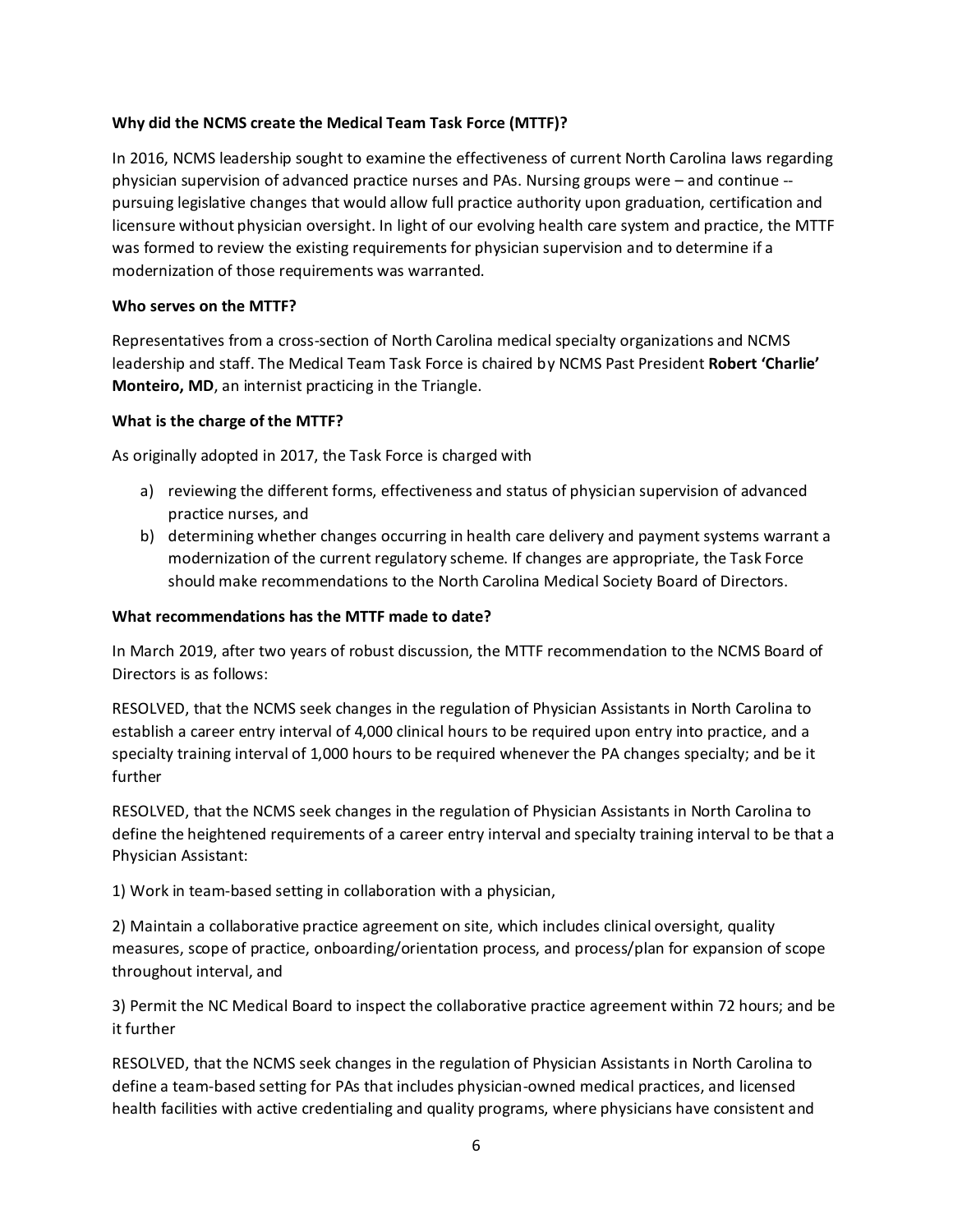**Why did the NCMS create the Medical Team Task Force (MTTF)?**

In 2016, NCMS leadership sought to examine the effectiveness of current North Carolina laws regarding physician supervision of advanced practice nurses and PAs. Nursing groups were – and continue -- pursuing legislative changes that would allow full practice authority upon graduation, certification and licensure without physician oversight. In light of our evolving health care system and practice, the MTTF was formed to review the existing requirements for physician supervision and to determine if a modernization of those requirements was warranted.

**Who serves on the MTTF?**

Representatives from a cross-section of North Carolina medical specialty organizations and NCMS leadership and staff. The Medical Team Task Force is chaired by NCMS Past President **Robert 'Charlie' Monteiro, MD**, an internist practicing in the Triangle.

**What is the charge of the MTTF?**

As originally adopted in 2017, the Task Force is charged with

a) reviewing the different forms, effectiveness and status of physician supervision of advanced practice nurses, and
b) determining whether changes occurring in health care delivery and payment systems warrant a modernization of the current regulatory scheme. If changes are appropriate, the Task Force should make recommendations to the North Carolina Medical Society Board of Directors.

**What recommendations has the MTTF made to date?**

In March 2019, after two years of robust discussion, the MTTF recommendation to the NCMS Board of Directors is as follows:

RESOLVED, that the NCMS seek changes in the regulation of Physician Assistants in North Carolina to establish a career entry interval of 4,000 clinical hours to be required upon entry into practice, and a specialty training interval of 1,000 hours to be required whenever the PA changes specialty; and be it further

RESOLVED, that the NCMS seek changes in the regulation of Physician Assistants in North Carolina to define the heightened requirements of a career entry interval and specialty training interval to be that a Physician Assistant:

1) Work in team-based setting in collaboration with a physician,

2) Maintain a collaborative practice agreement on site, which includes clinical oversight, quality measures, scope of practice, onboarding/orientation process, and process/plan for expansion of scope throughout interval, and

3) Permit the NC Medical Board to inspect the collaborative practice agreement within 72 hours; and be it further

RESOLVED, that the NCMS seek changes in the regulation of Physician Assistants in North Carolina to define a team-based setting for PAs that includes physician-owned medical practices, and licensed health facilities with active credentialing and quality programs, where physicians have consistent and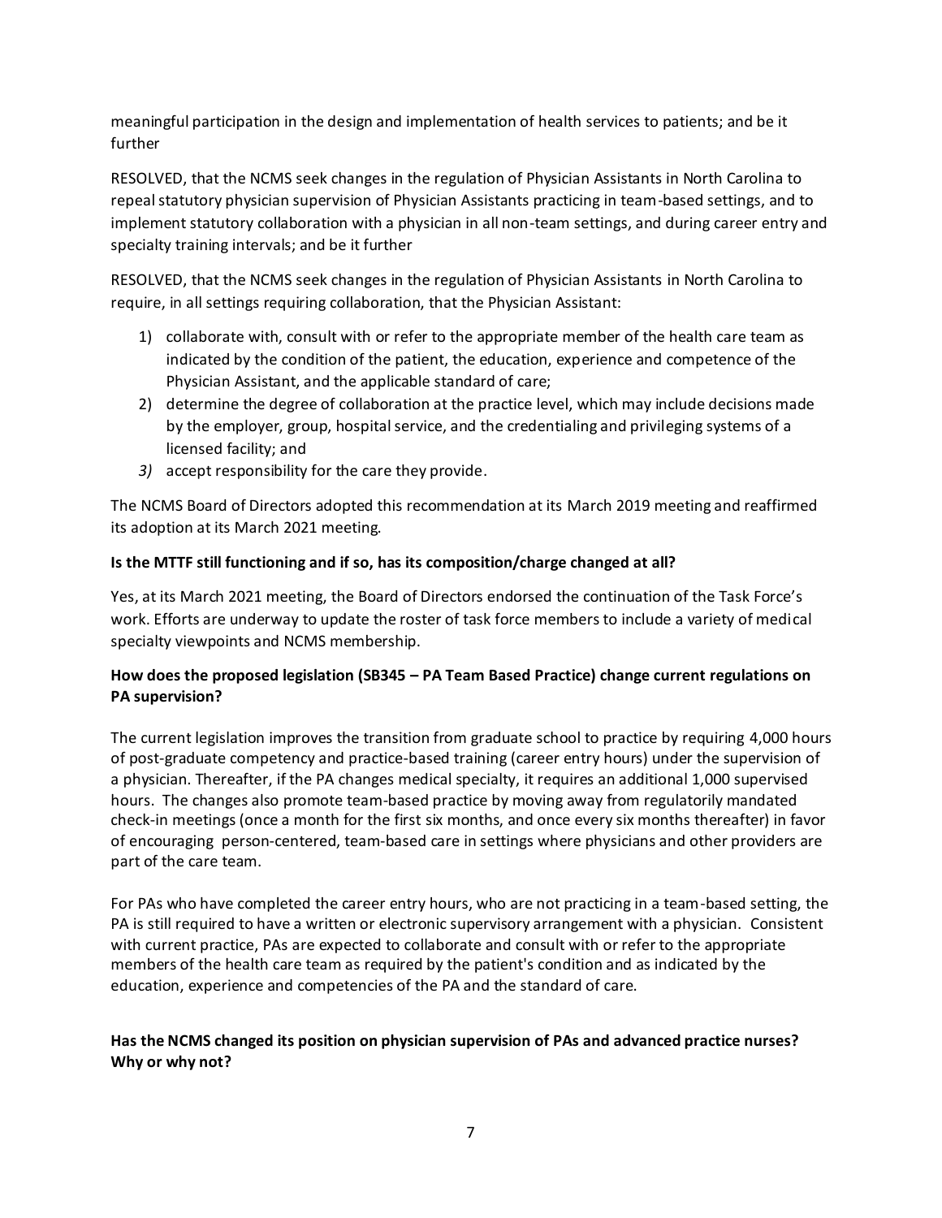meaningful participation in the design and implementation of health services to patients; and be it further

RESOLVED, that the NCMS seek changes in the regulation of Physician Assistants in North Carolina to repeal statutory physician supervision of Physician Assistants practicing in team-based settings, and to implement statutory collaboration with a physician in all non-team settings, and during career entry and specialty training intervals; and be it further

RESOLVED, that the NCMS seek changes in the regulation of Physician Assistants in North Carolina to require, in all settings requiring collaboration, that the Physician Assistant:

1) collaborate with, consult with or refer to the appropriate member of the health care team as indicated by the condition of the patient, the education, experience and competence of the Physician Assistant, and the applicable standard of care;
2) determine the degree of collaboration at the practice level, which may include decisions made by the employer, group, hospital service, and the credentialing and privileging systems of a licensed facility; and
3) accept responsibility for the care they provide.

The NCMS Board of Directors adopted this recommendation at its March 2019 meeting and reaffirmed its adoption at its March 2021 meeting.

**Is the MTTF still functioning and if so, has its composition/charge changed at all?**

Yes, at its March 2021 meeting, the Board of Directors endorsed the continuation of the Task Force's work. Efforts are underway to update the roster of task force members to include a variety of medical specialty viewpoints and NCMS membership.

**How does the proposed legislation (SB345 – PA Team Based Practice) change current regulations on PA supervision?**

The current legislation improves the transition from graduate school to practice by requiring 4,000 hours of post-graduate competency and practice-based training (career entry hours) under the supervision of a physician. Thereafter, if the PA changes medical specialty, it requires an additional 1,000 supervised hours. The changes also promote team-based practice by moving away from regulatorily mandated check-in meetings (once a month for the first six months, and once every six months thereafter) in favor of encouraging person-centered, team-based care in settings where physicians and other providers are part of the care team.

For PAs who have completed the career entry hours, who are not practicing in a team-based setting, the PA is still required to have a written or electronic supervisory arrangement with a physician. Consistent with current practice, PAs are expected to collaborate and consult with or refer to the appropriate members of the health care team as required by the patient's condition and as indicated by the education, experience and competencies of the PA and the standard of care.

**Has the NCMS changed its position on physician supervision of PAs and advanced practice nurses? Why or why not?**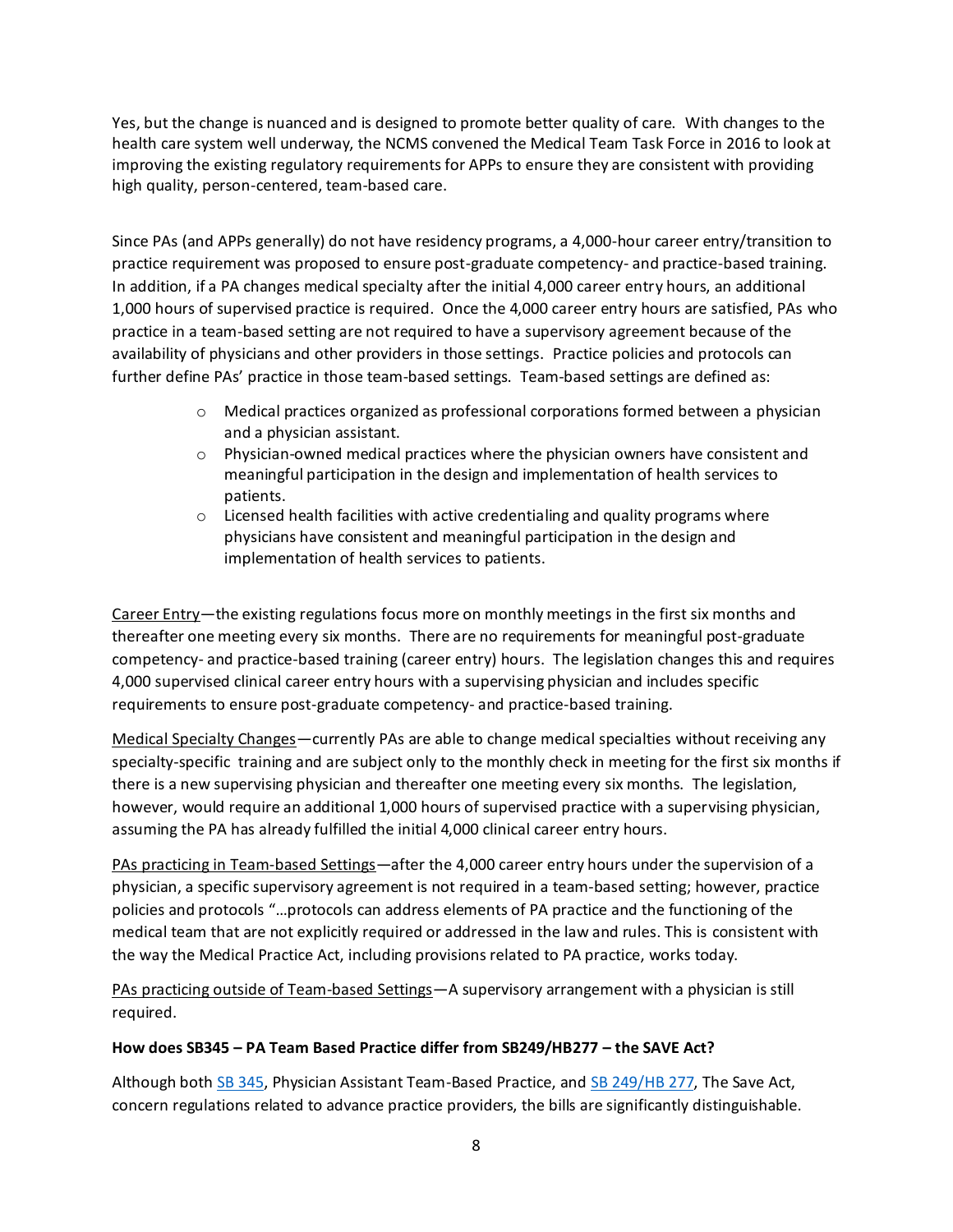Yes, but the change is nuanced and is designed to promote better quality of care. With changes to the health care system well underway, the NCMS convened the Medical Team Task Force in 2016 to look at improving the existing regulatory requirements for APPs to ensure they are consistent with providing high quality, person-centered, team-based care.

Since PAs (and APPs generally) do not have residency programs, a 4,000-hour career entry/transition to practice requirement was proposed to ensure post-graduate competency- and practice-based training. In addition, if a PA changes medical specialty after the initial 4,000 career entry hours, an additional 1,000 hours of supervised practice is required. Once the 4,000 career entry hours are satisfied, PAs who practice in a team-based setting are not required to have a supervisory agreement because of the availability of physicians and other providers in those settings. Practice policies and protocols can further define PAs' practice in those team-based settings. Team-based settings are defined as:

- Medical practices organized as professional corporations formed between a physician and a physician assistant.
- Physician-owned medical practices where the physician owners have consistent and meaningful participation in the design and implementation of health services to patients.
- Licensed health facilities with active credentialing and quality programs where physicians have consistent and meaningful participation in the design and implementation of health services to patients.

Career Entry—the existing regulations focus more on monthly meetings in the first six months and thereafter one meeting every six months. There are no requirements for meaningful post-graduate competency- and practice-based training (career entry) hours. The legislation changes this and requires 4,000 supervised clinical career entry hours with a supervising physician and includes specific requirements to ensure post-graduate competency- and practice-based training.

Medical Specialty Changes—currently PAs are able to change medical specialties without receiving any specialty-specific training and are subject only to the monthly check in meeting for the first six months if there is a new supervising physician and thereafter one meeting every six months. The legislation, however, would require an additional 1,000 hours of supervised practice with a supervising physician, assuming the PA has already fulfilled the initial 4,000 clinical career entry hours.

PAs practicing in Team-based Settings—after the 4,000 career entry hours under the supervision of a physician, a specific supervisory agreement is not required in a team-based setting; however, practice policies and protocols "…protocols can address elements of PA practice and the functioning of the medical team that are not explicitly required or addressed in the law and rules. This is consistent with the way the Medical Practice Act, including provisions related to PA practice, works today.

PAs practicing outside of Team-based Settings—A supervisory arrangement with a physician is still required.

**How does SB345 – PA Team Based Practice differ from SB249/HB277 – the SAVE Act?**

Although both SB 345, Physician Assistant Team-Based Practice, and SB 249/HB 277, The Save Act, concern regulations related to advance practice providers, the bills are significantly distinguishable.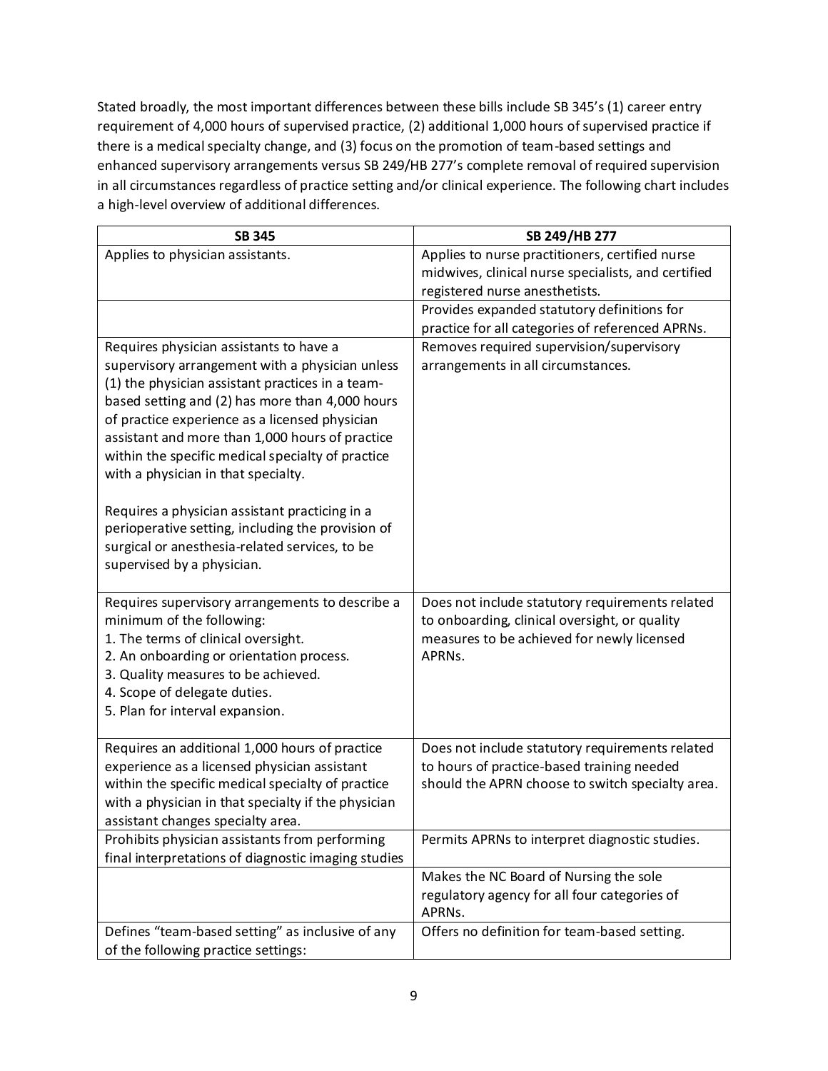Stated broadly, the most important differences between these bills include SB 345's (1) career entry requirement of 4,000 hours of supervised practice, (2) additional 1,000 hours of supervised practice if there is a medical specialty change, and (3) focus on the promotion of team-based settings and enhanced supervisory arrangements versus SB 249/HB 277's complete removal of required supervision in all circumstances regardless of practice setting and/or clinical experience. The following chart includes a high-level overview of additional differences.

| SB 345 | SB 249/HB 277 |
|---|---|
| Applies to physician assistants. | Applies to nurse practitioners, certified nurse midwives, clinical nurse specialists, and certified registered nurse anesthetists. |
| | Provides expanded statutory definitions for practice for all categories of referenced APRNs. |
| Requires physician assistants to have a supervisory arrangement with a physician unless (1) the physician assistant practices in a team-based setting and (2) has more than 4,000 hours of practice experience as a licensed physician assistant and more than 1,000 hours of practice within the specific medical specialty of practice with a physician in that specialty.<br><br>Requires a physician assistant practicing in a perioperative setting, including the provision of surgical or anesthesia-related services, to be supervised by a physician. | Removes required supervision/supervisory arrangements in all circumstances. |
| Requires supervisory arrangements to describe a minimum of the following:<br>1. The terms of clinical oversight.<br>2. An onboarding or orientation process.<br>3. Quality measures to be achieved.<br>4. Scope of delegate duties.<br>5. Plan for interval expansion. | Does not include statutory requirements related to onboarding, clinical oversight, or quality measures to be achieved for newly licensed APRNs. |
| Requires an additional 1,000 hours of practice experience as a licensed physician assistant within the specific medical specialty of practice with a physician in that specialty if the physician assistant changes specialty area. | Does not include statutory requirements related to hours of practice-based training needed should the APRN choose to switch specialty area. |
| Prohibits physician assistants from performing final interpretations of diagnostic imaging studies | Permits APRNs to interpret diagnostic studies. |
| | Makes the NC Board of Nursing the sole regulatory agency for all four categories of APRNs. |
| Defines "team-based setting" as inclusive of any of the following practice settings: | Offers no definition for team-based setting. |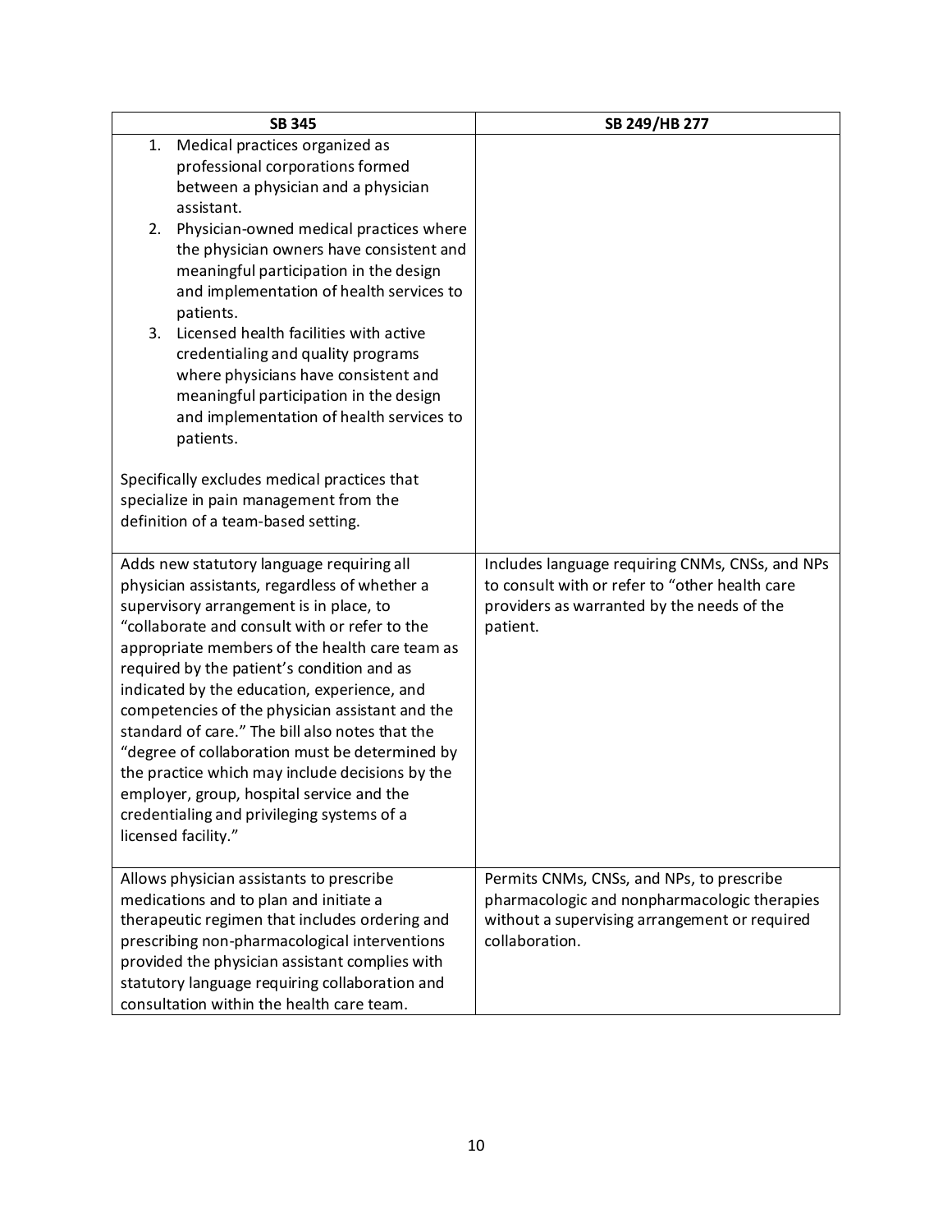| SB 345 | SB 249/HB 277 |
|---|---|
| 1. Medical practices organized as professional corporations formed between a physician and a physician assistant.<br>2. Physician-owned medical practices where the physician owners have consistent and meaningful participation in the design and implementation of health services to patients.<br>3. Licensed health facilities with active credentialing and quality programs where physicians have consistent and meaningful participation in the design and implementation of health services to patients.<br><br>Specifically excludes medical practices that specialize in pain management from the definition of a team-based setting. | |
| Adds new statutory language requiring all physician assistants, regardless of whether a supervisory arrangement is in place, to "collaborate and consult with or refer to the appropriate members of the health care team as required by the patient's condition and as indicated by the education, experience, and competencies of the physician assistant and the standard of care." The bill also notes that the "degree of collaboration must be determined by the practice which may include decisions by the employer, group, hospital service and the credentialing and privileging systems of a licensed facility." | Includes language requiring CNMs, CNSs, and NPs to consult with or refer to "other health care providers as warranted by the needs of the patient. |
| Allows physician assistants to prescribe medications and to plan and initiate a therapeutic regimen that includes ordering and prescribing non-pharmacological interventions provided the physician assistant complies with statutory language requiring collaboration and consultation within the health care team. | Permits CNMs, CNSs, and NPs, to prescribe pharmacologic and nonpharmacologic therapies without a supervising arrangement or required collaboration. |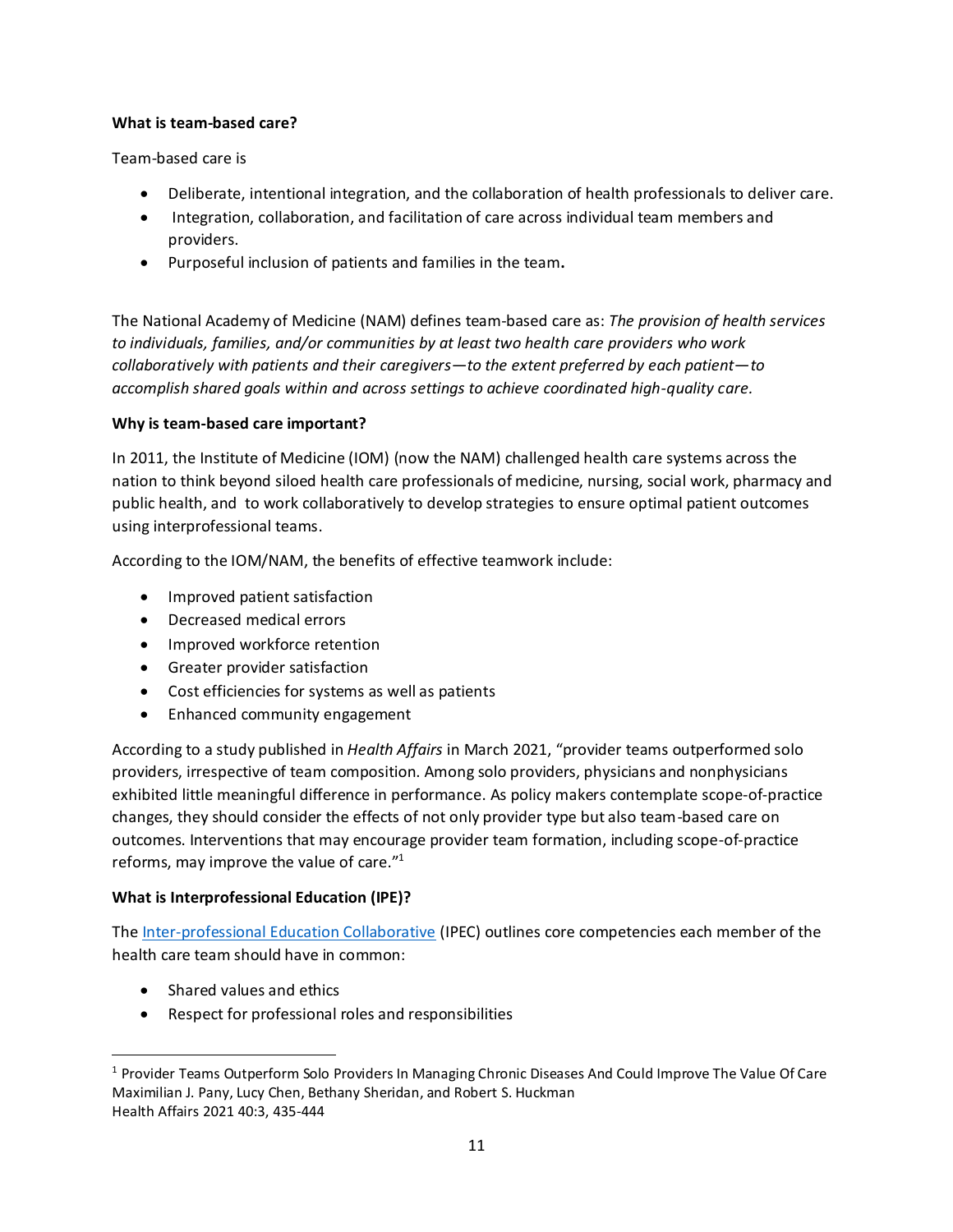**What is team-based care?**

Team-based care is

- Deliberate, intentional integration, and the collaboration of health professionals to deliver care.
- Integration, collaboration, and facilitation of care across individual team members and providers.
- Purposeful inclusion of patients and families in the team**.**

The National Academy of Medicine (NAM) defines team-based care as: *The provision of health services to individuals, families, and/or communities by at least two health care providers who work collaboratively with patients and their caregivers—to the extent preferred by each patient—to accomplish shared goals within and across settings to achieve coordinated high-quality care.*

**Why is team-based care important?**

In 2011, the Institute of Medicine (IOM) (now the NAM) challenged health care systems across the nation to think beyond siloed health care professionals of medicine, nursing, social work, pharmacy and public health, and to work collaboratively to develop strategies to ensure optimal patient outcomes using interprofessional teams.

According to the IOM/NAM, the benefits of effective teamwork include:

- Improved patient satisfaction
- Decreased medical errors
- Improved workforce retention
- Greater provider satisfaction
- Cost efficiencies for systems as well as patients
- Enhanced community engagement

According to a study published in *Health Affairs* in March 2021, "provider teams outperformed solo providers, irrespective of team composition. Among solo providers, physicians and nonphysicians exhibited little meaningful difference in performance. As policy makers contemplate scope-of-practice changes, they should consider the effects of not only provider type but also team-based care on outcomes. Interventions that may encourage provider team formation, including scope-of-practice reforms, may improve the value of care."[1]

**What is Interprofessional Education (IPE)?**

The [Inter-professional Education Collaborative](#) (IPEC) outlines core competencies each member of the health care team should have in common:

- Shared values and ethics
- Respect for professional roles and responsibilities

---

[1] Provider Teams Outperform Solo Providers In Managing Chronic Diseases And Could Improve The Value Of Care
Maximilian J. Pany, Lucy Chen, Bethany Sheridan, and Robert S. Huckman
Health Affairs 2021 40:3, 435-444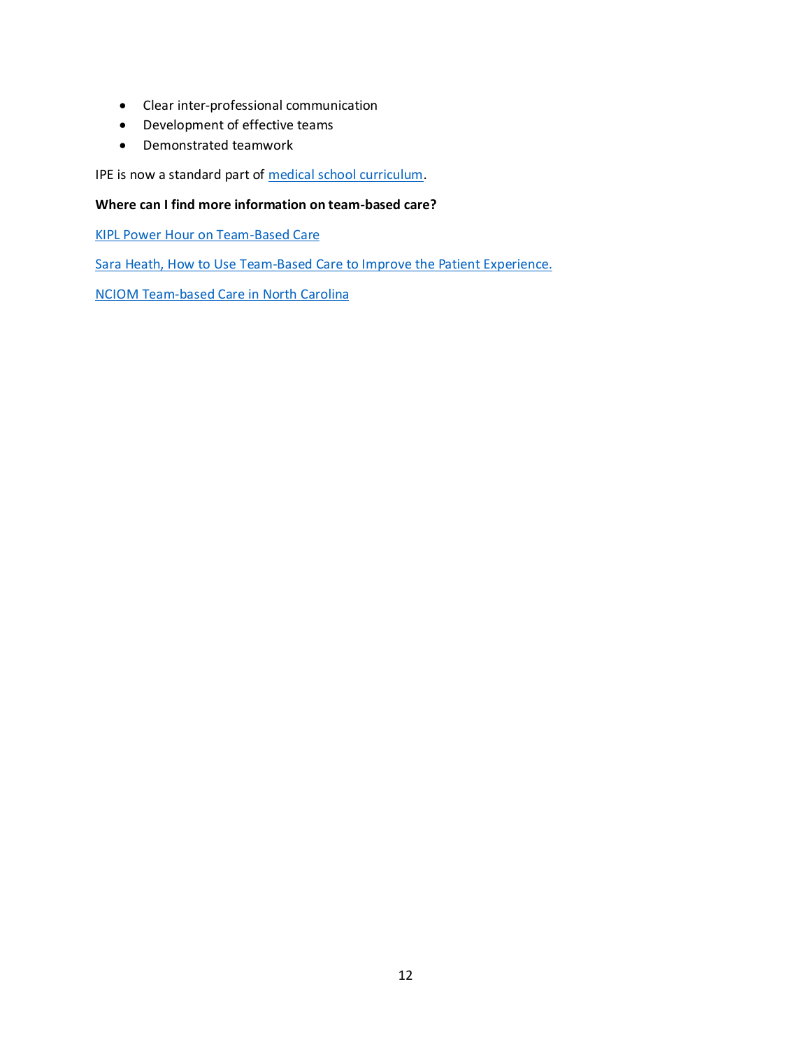- Clear inter-professional communication
- Development of effective teams
- Demonstrated teamwork

IPE is now a standard part of medical school curriculum.

**Where can I find more information on team-based care?**

KIPL Power Hour on Team-Based Care

Sara Heath, How to Use Team-Based Care to Improve the Patient Experience.

NCIOM Team-based Care in North Carolina